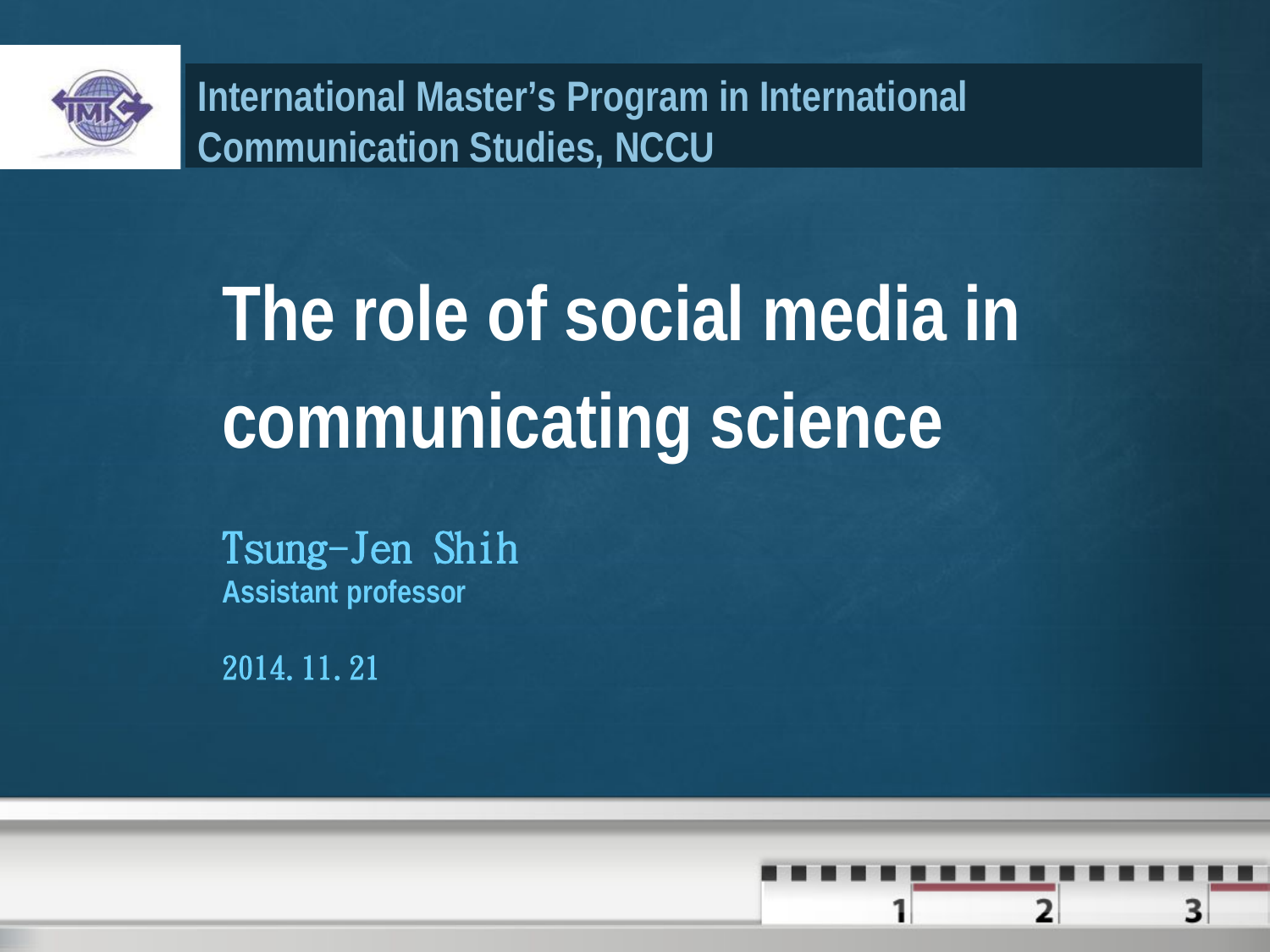International Master's Program in International Communication Studies, NCCU

# The role of social media in communicating science

Tsung-Jen Shih
**Assistant professor**

2014.11.21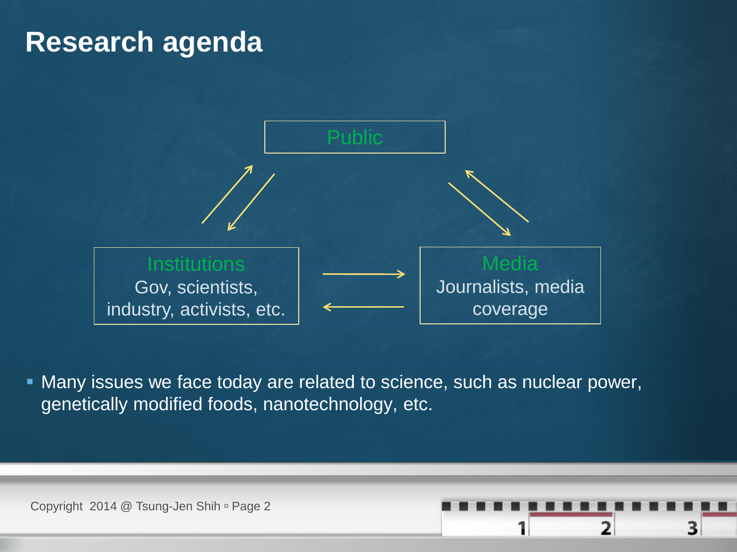# Research agenda

Public

Institutions
Gov, scientists, industry, activists, etc.

Media
Journalists, media coverage

- Many issues we face today are related to science, such as nuclear power, genetically modified foods, nanotechnology, etc.

Copyright 2014 @ Tsung-Jen Shih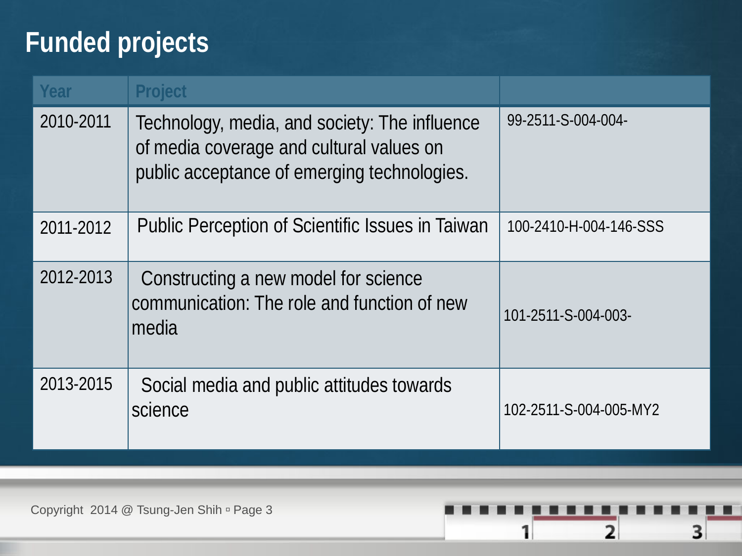# Funded projects

| Year | Project | |
|---|---|---|
| 2010-2011 | Technology, media, and society: The influence of media coverage and cultural values on public acceptance of emerging technologies. | 99-2511-S-004-004- |
| 2011-2012 | Public Perception of Scientific Issues in Taiwan | 100-2410-H-004-146-SSS |
| 2012-2013 | Constructing a new model for science communication: The role and function of new media | 101-2511-S-004-003- |
| 2013-2015 | Social media and public attitudes towards science | 102-2511-S-004-005-MY2 |

Copyright 2014 @ Tsung-Jen Shih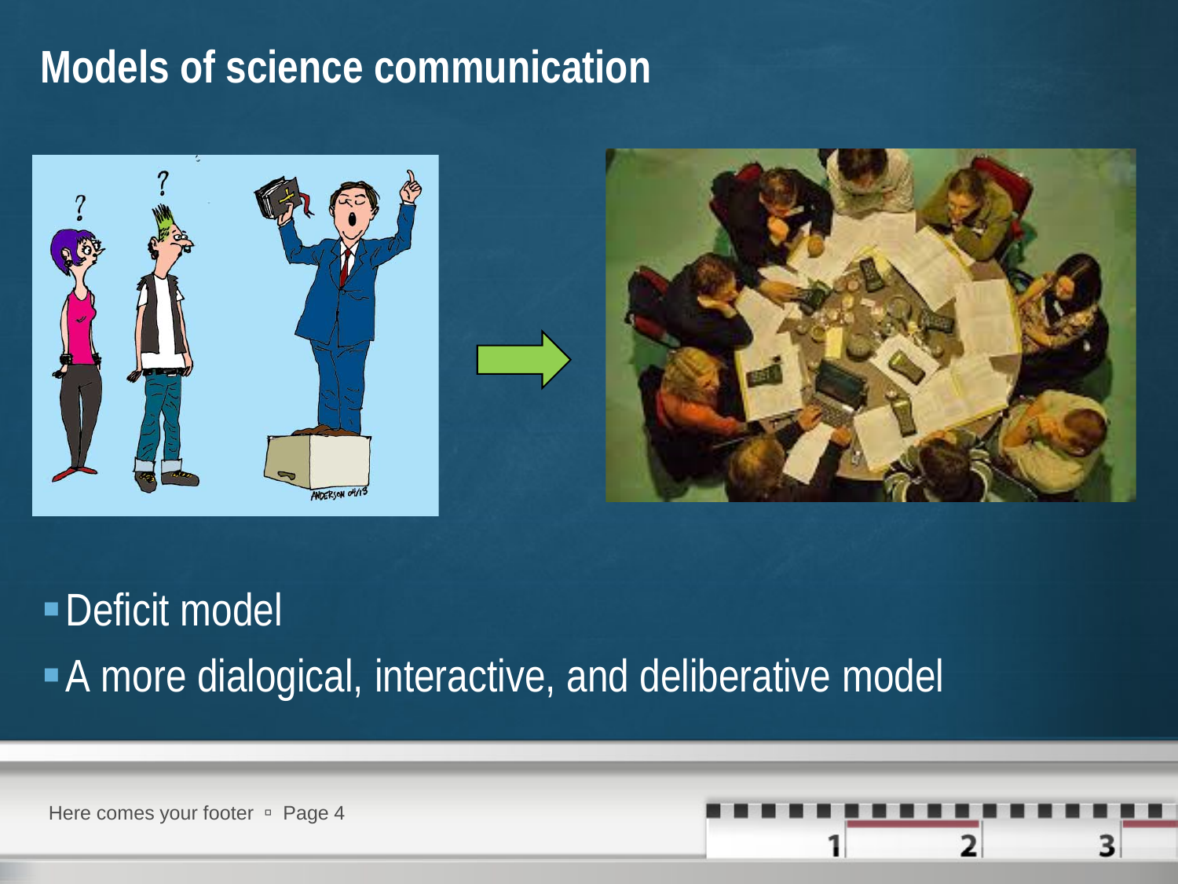# Models of science communication

- Deficit model
- A more dialogical, interactive, and deliberative model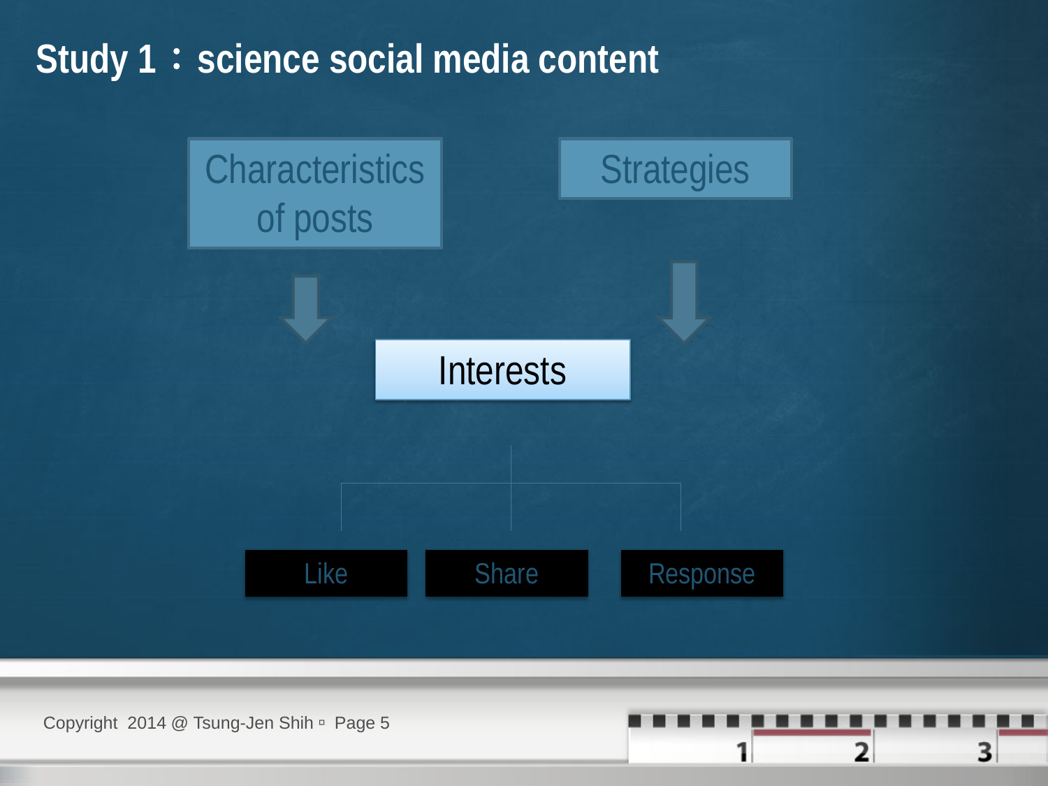# Study 1：science social media content

Characteristics of posts

Strategies

Interests

- Like
- Share
- Response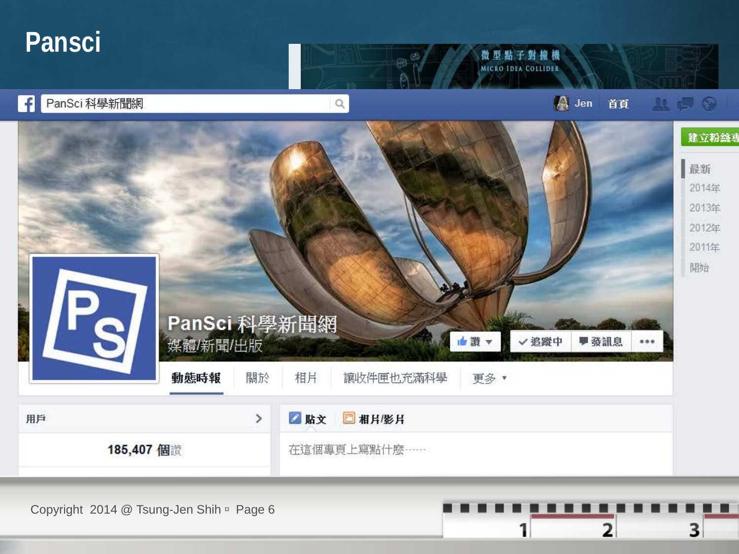# Pansci

微型點子對撞機
MICRO IDEA COLLIDER

PanSci 科學新聞網

Jen 首頁

建立粉絲專

最新
2014年
2013年
2012年
2011年
開始

PanSci 科學新聞網
媒體/新聞/出版

讚 ▾ | ✓追蹤中 | 發訊息 | •••

動態時報 | 關於 | 相片 | 讓收件匣也充滿科學 | 更多 ▾

用戶 >

185,407 個讚

貼文 | 相片/影片

在這個專頁上寫點什麼……

Copyright 2014 @ Tsung-Jen Shih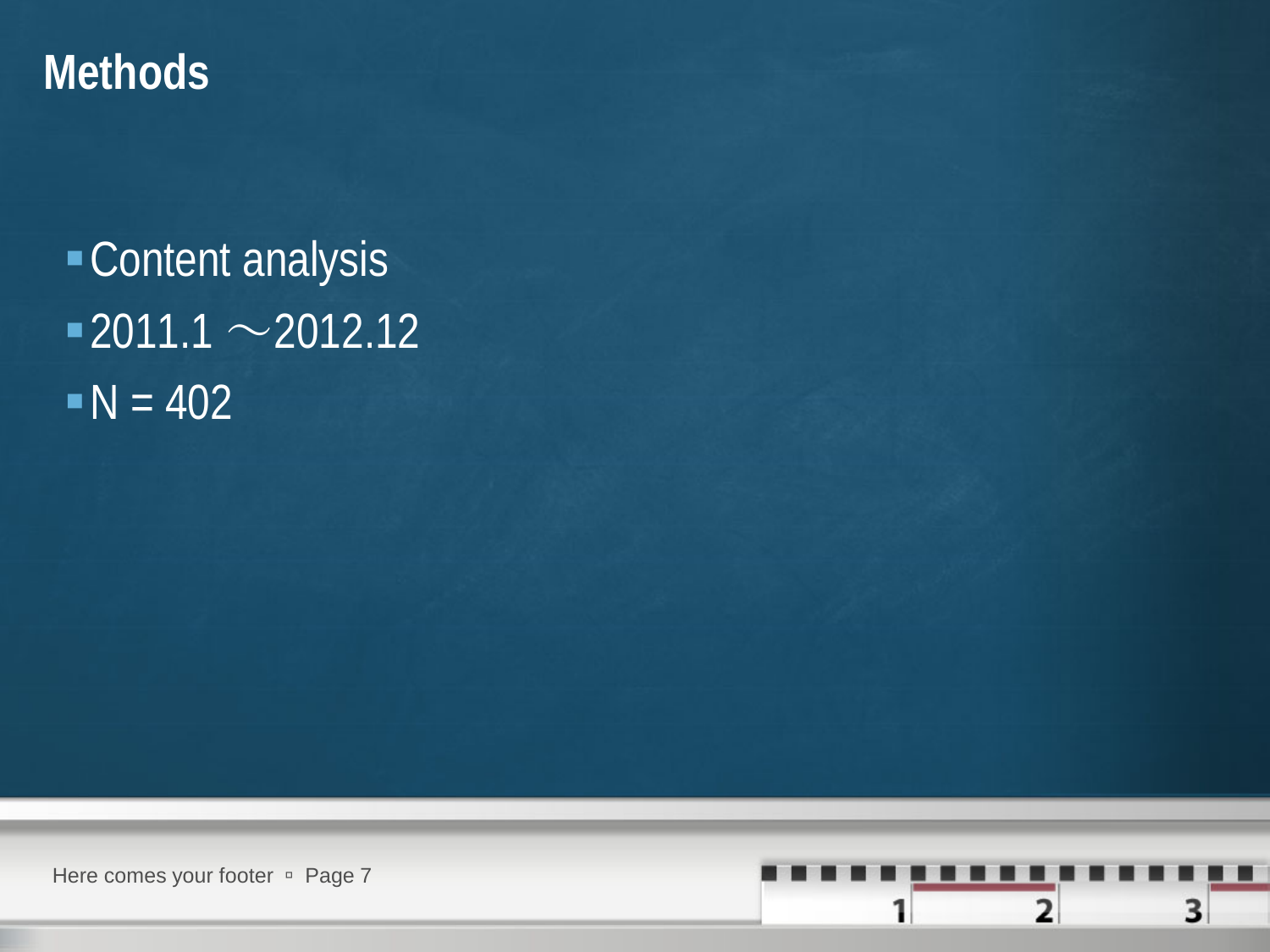# Methods

- Content analysis
- 2011.1 ～2012.12
- N = 402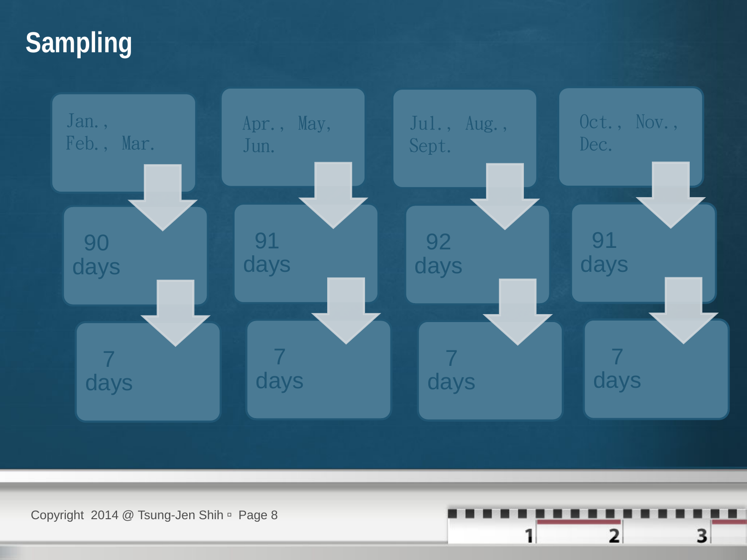# Sampling

| Jan., Feb., Mar. | Apr., May, Jun. | Jul., Aug., Sept. | Oct., Nov., Dec. |
| --- | --- | --- | --- |
| 90 days | 91 days | 92 days | 91 days |
| 7 days | 7 days | 7 days | 7 days |

Copyright 2014 @ Tsung-Jen Shih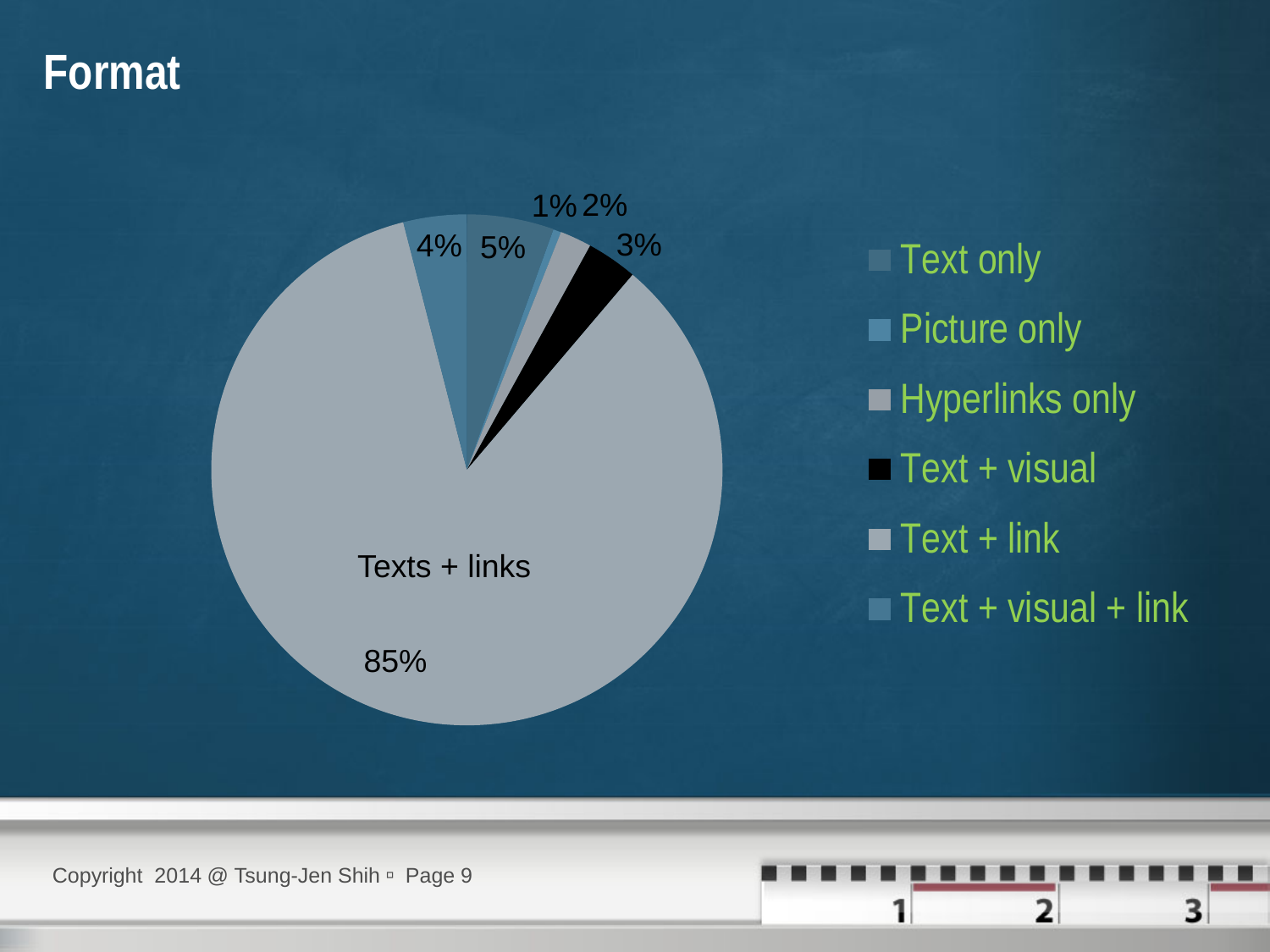# Format

- Text only: 5%
- Picture only: 1%
- Hyperlinks only: 2%
- Text + visual: 3%
- Text + link (Texts + links): 85%
- Text + visual + link: 4%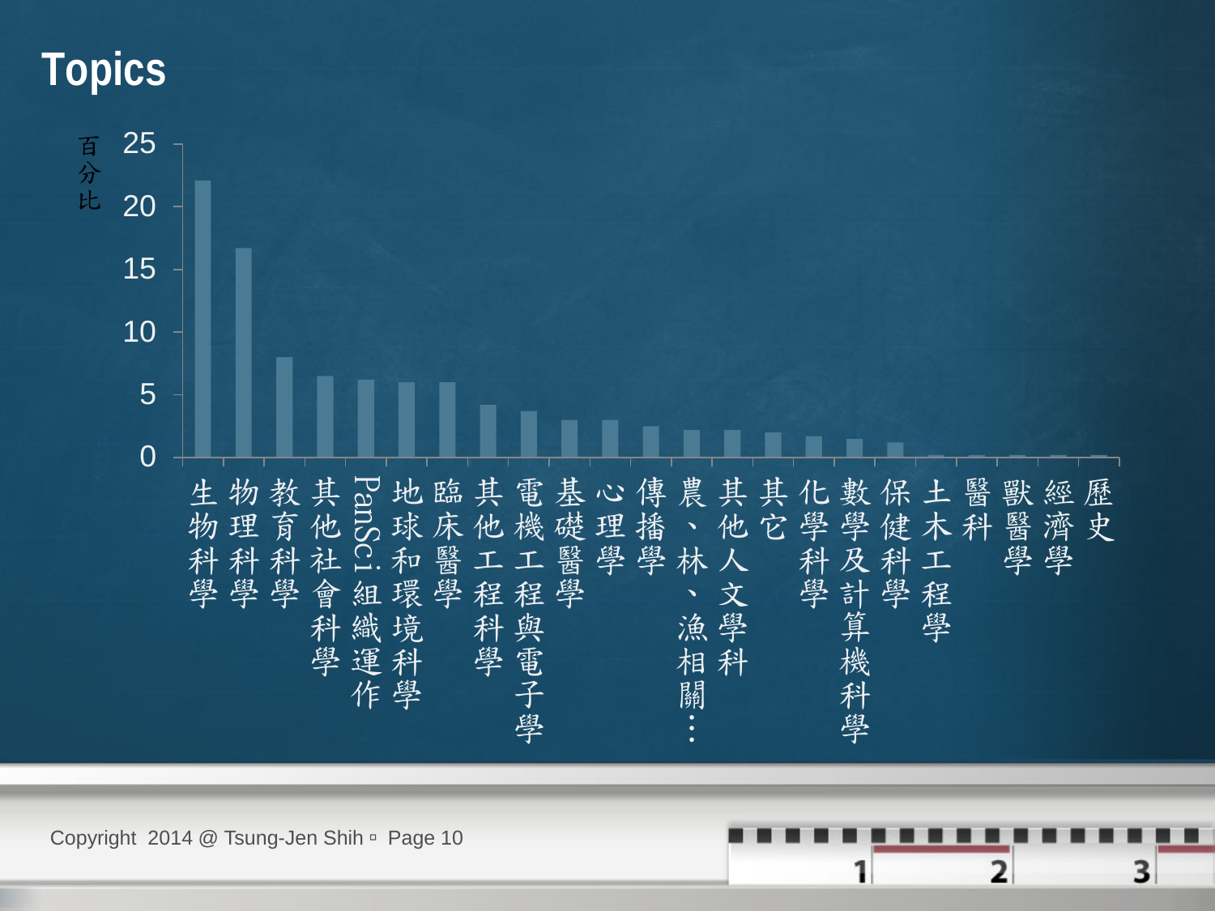# Topics

百分比

| 主題 | 百分比（約） |
|---|---|
| 生物科學 | 22 |
| 物理科學 | 16.7 |
| 教育科學 | 8 |
| 其他社會科學 | 6.5 |
| PanSci組織運作 | 6.2 |
| 地球和環境科學 | 6 |
| 臨床醫學 | 6 |
| 其他工程科學 | 4.2 |
| 電機工程與電子學 | 3.7 |
| 基礎醫學 | 3 |
| 心理學 | 3 |
| 傳播學 | 2.5 |
| 農、林、漁相關… | 2.2 |
| 其他人文學科 | 2.2 |
| 其它 | 2 |
| 化學科學 | 1.7 |
| 數學及計算機科學 | 1.5 |
| 保健科學 | 1.2 |
| 土木工程學 | 0.2 |
| 醫科 | 0.2 |
| 獸醫學 | 0.2 |
| 經濟學 | 0.2 |
| 歷史 | 0.2 |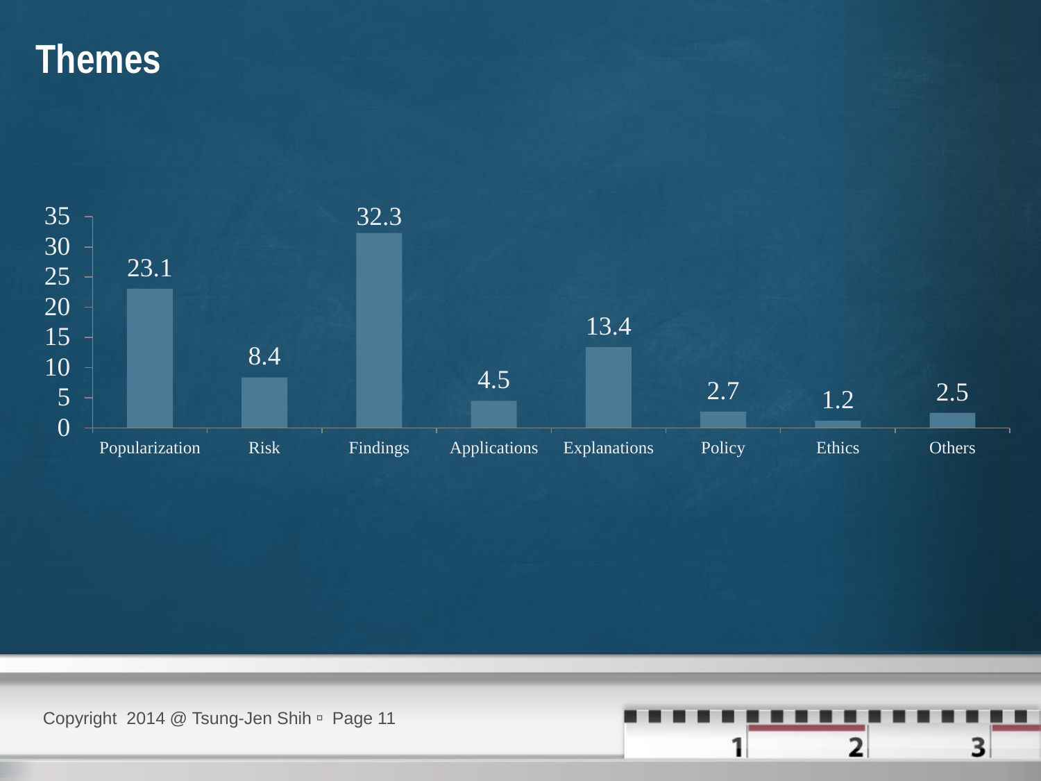# Themes

| Popularization | Risk | Findings | Applications | Explanations | Policy | Ethics | Others |
|---|---|---|---|---|---|---|---|
| 23.1 | 8.4 | 32.3 | 4.5 | 13.4 | 2.7 | 1.2 | 2.5 |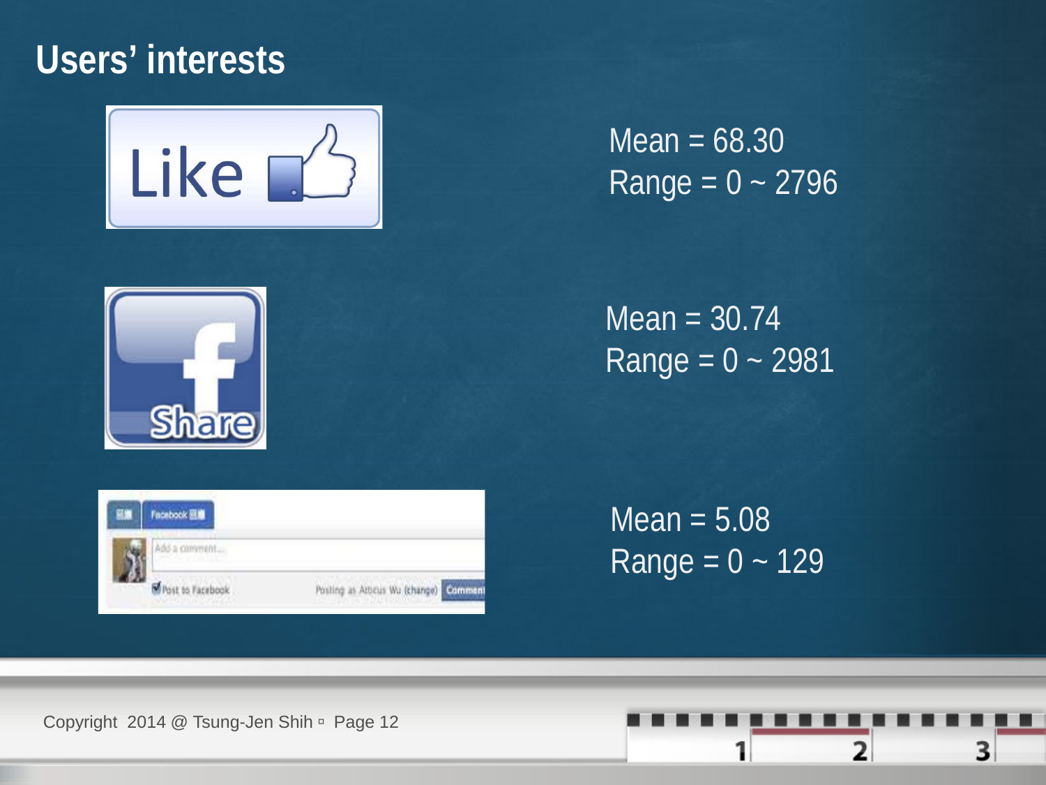# Users' interests

Mean = 68.30
Range = 0 ~ 2796

Mean = 30.74
Range = 0 ~ 2981

Mean = 5.08
Range = 0 ~ 129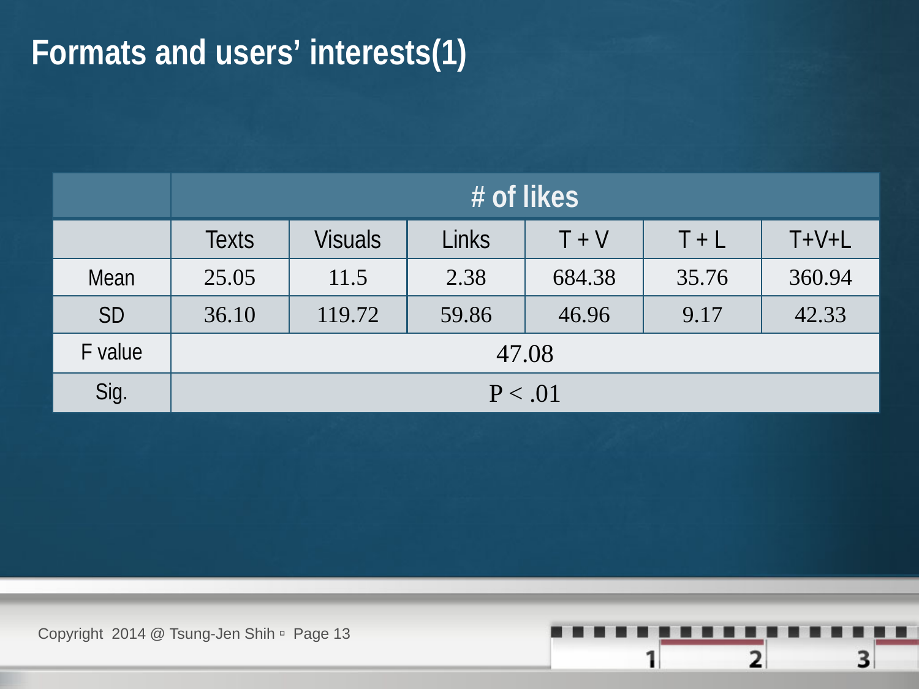# Formats and users' interests(1)

| | # of likes | | | | | |
|---|---|---|---|---|---|---|
| | Texts | Visuals | Links | T + V | T + L | T+V+L |
| Mean | 25.05 | 11.5 | 2.38 | 684.38 | 35.76 | 360.94 |
| SD | 36.10 | 119.72 | 59.86 | 46.96 | 9.17 | 42.33 |
| F value | 47.08 | | | | | |
| Sig. | $P < .01$ | | | | | |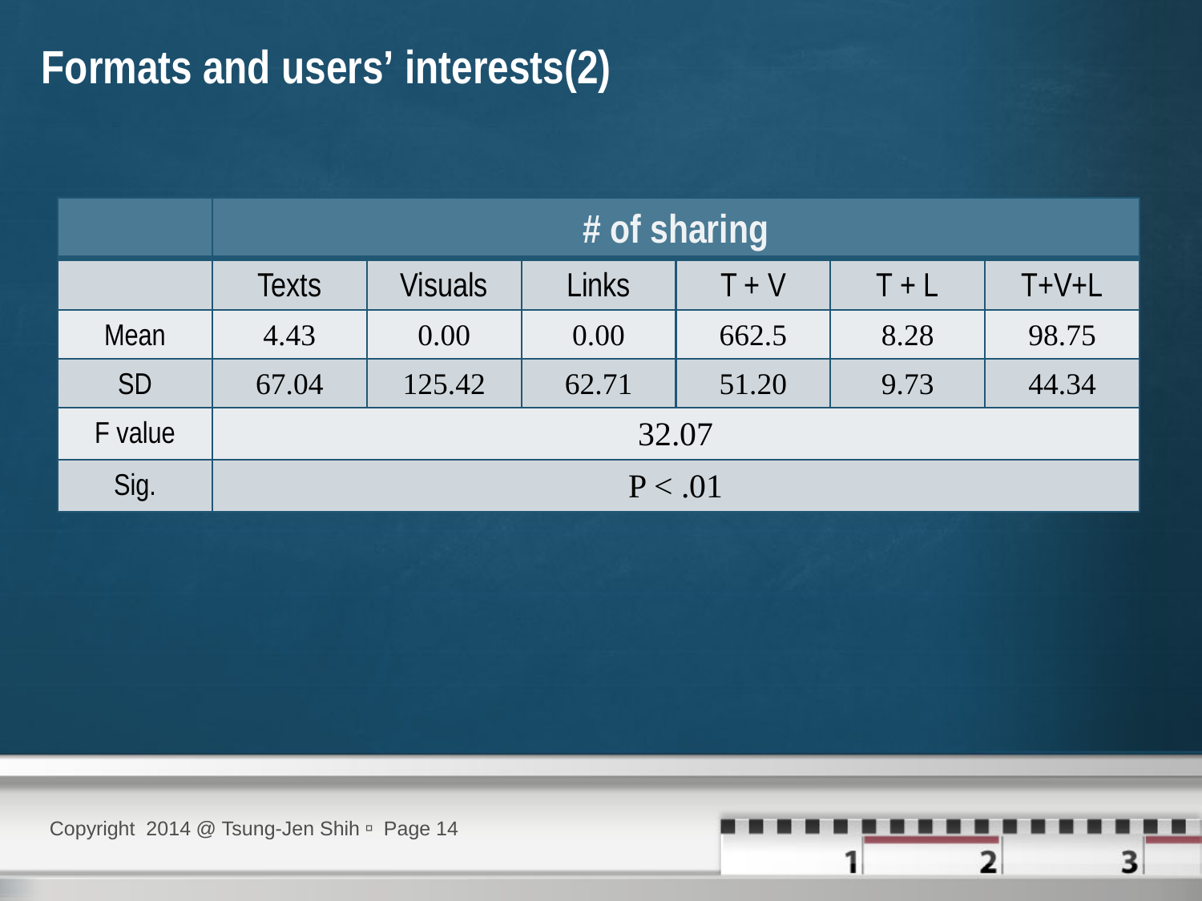# Formats and users' interests(2)

| | # of sharing | | | | | |
|---|---|---|---|---|---|---|
| | Texts | Visuals | Links | T + V | T + L | T+V+L |
| Mean | 4.43 | 0.00 | 0.00 | 662.5 | 8.28 | 98.75 |
| SD | 67.04 | 125.42 | 62.71 | 51.20 | 9.73 | 44.34 |
| F value | 32.07 | | | | | |
| Sig. | $P < .01$ | | | | | |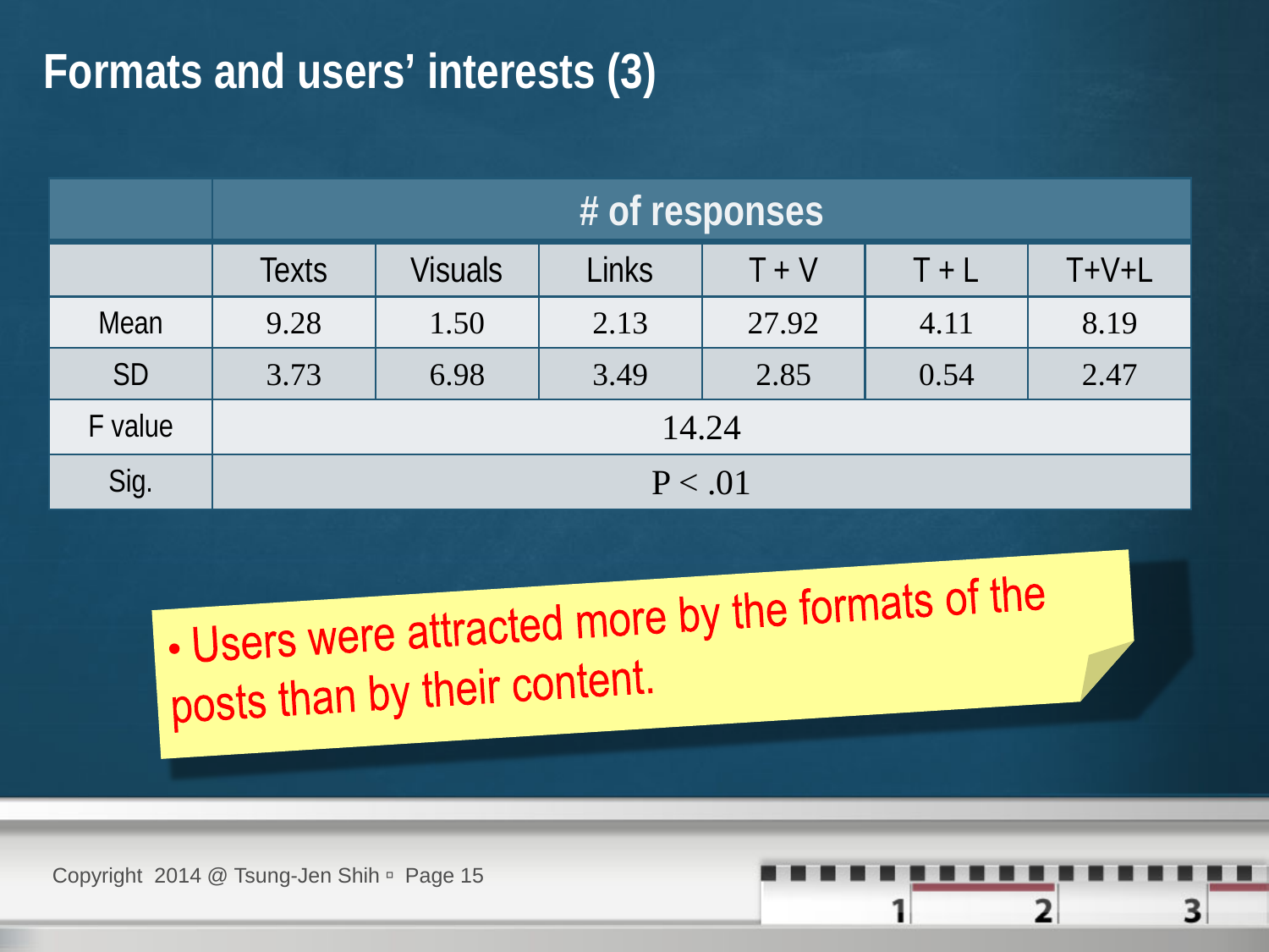# Formats and users' interests (3)

| | # of responses | | | | | |
|---|---|---|---|---|---|---|
| | Texts | Visuals | Links | T + V | T + L | T+V+L |
| Mean | 9.28 | 1.50 | 2.13 | 27.92 | 4.11 | 8.19 |
| SD | 3.73 | 6.98 | 3.49 | 2.85 | 0.54 | 2.47 |
| F value | 14.24 | | | | | |
| Sig. | $P < .01$ | | | | | |

- Users were attracted more by the formats of the posts than by their content.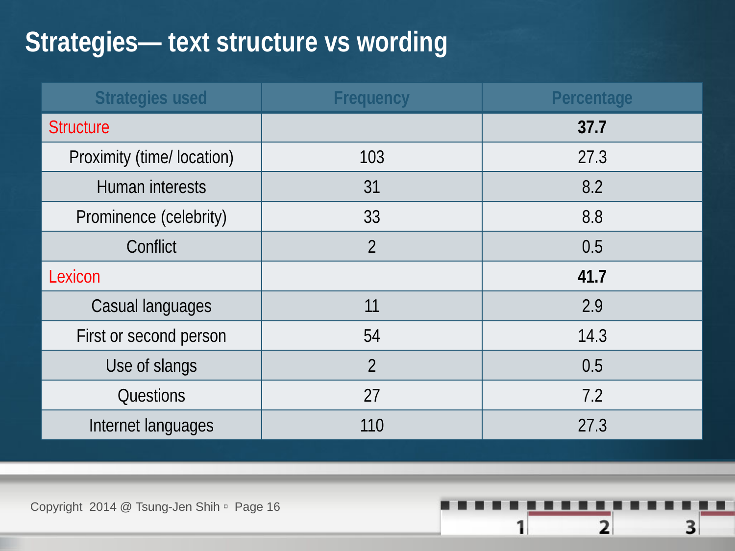# Strategies— text structure vs wording

| Strategies used | Frequency | Percentage |
|---|---|---|
| Structure | | **37.7** |
| Proximity (time/ location) | 103 | 27.3 |
| Human interests | 31 | 8.2 |
| Prominence (celebrity) | 33 | 8.8 |
| Conflict | 2 | 0.5 |
| Lexicon | | **41.7** |
| Casual languages | 11 | 2.9 |
| First or second person | 54 | 14.3 |
| Use of slangs | 2 | 0.5 |
| Questions | 27 | 7.2 |
| Internet languages | 110 | 27.3 |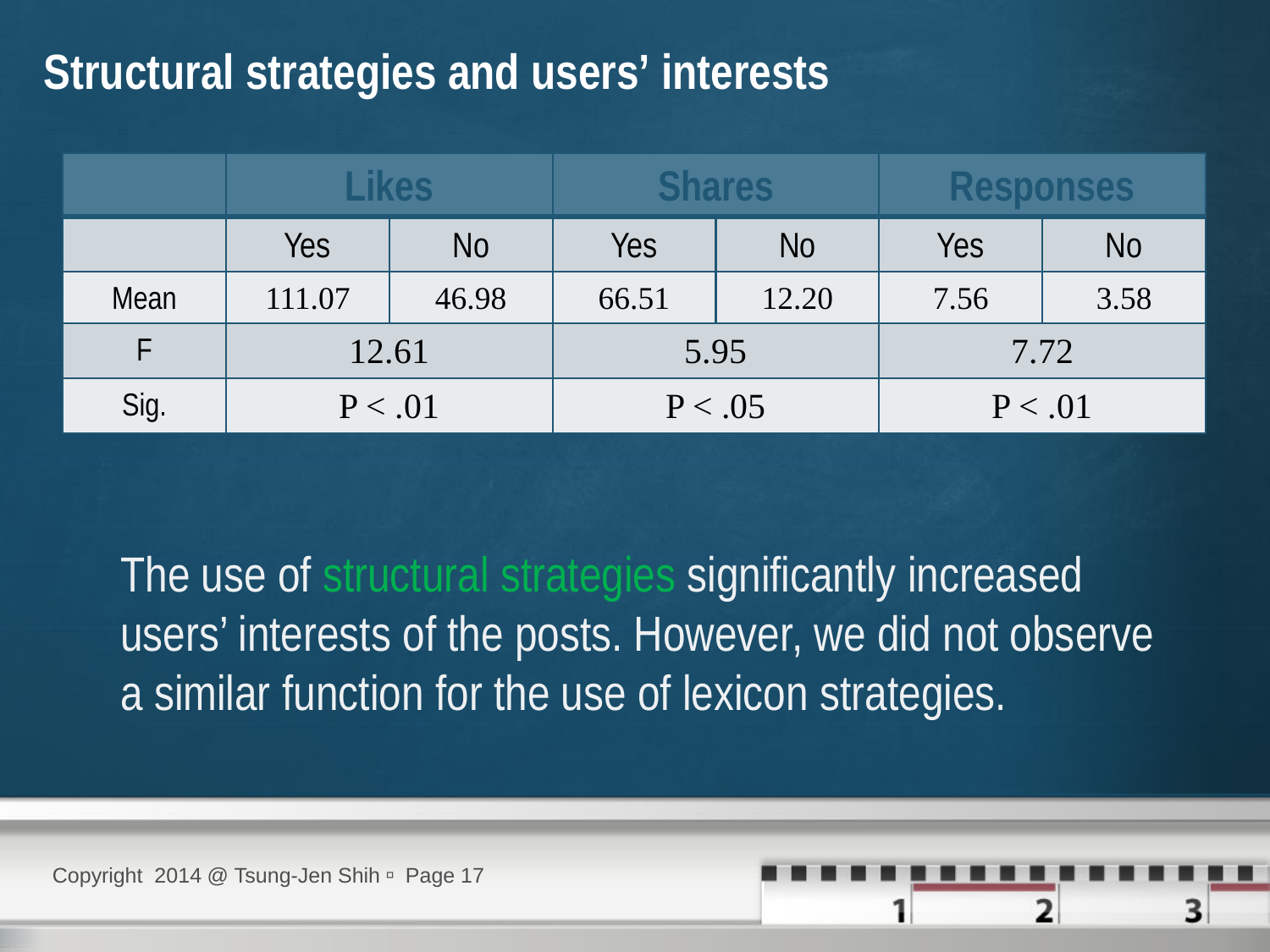## Structural strategies and users' interests

| | Likes | | Shares | | Responses | |
|---|---|---|---|---|---|---|
| | Yes | No | Yes | No | Yes | No |
| Mean | 111.07 | 46.98 | 66.51 | 12.20 | 7.56 | 3.58 |
| F | 12.61 | | 5.95 | | 7.72 | |
| Sig. | $P < .01$ | | $P < .05$ | | $P < .01$ | |

The use of structural strategies significantly increased users' interests of the posts. However, we did not observe a similar function for the use of lexicon strategies.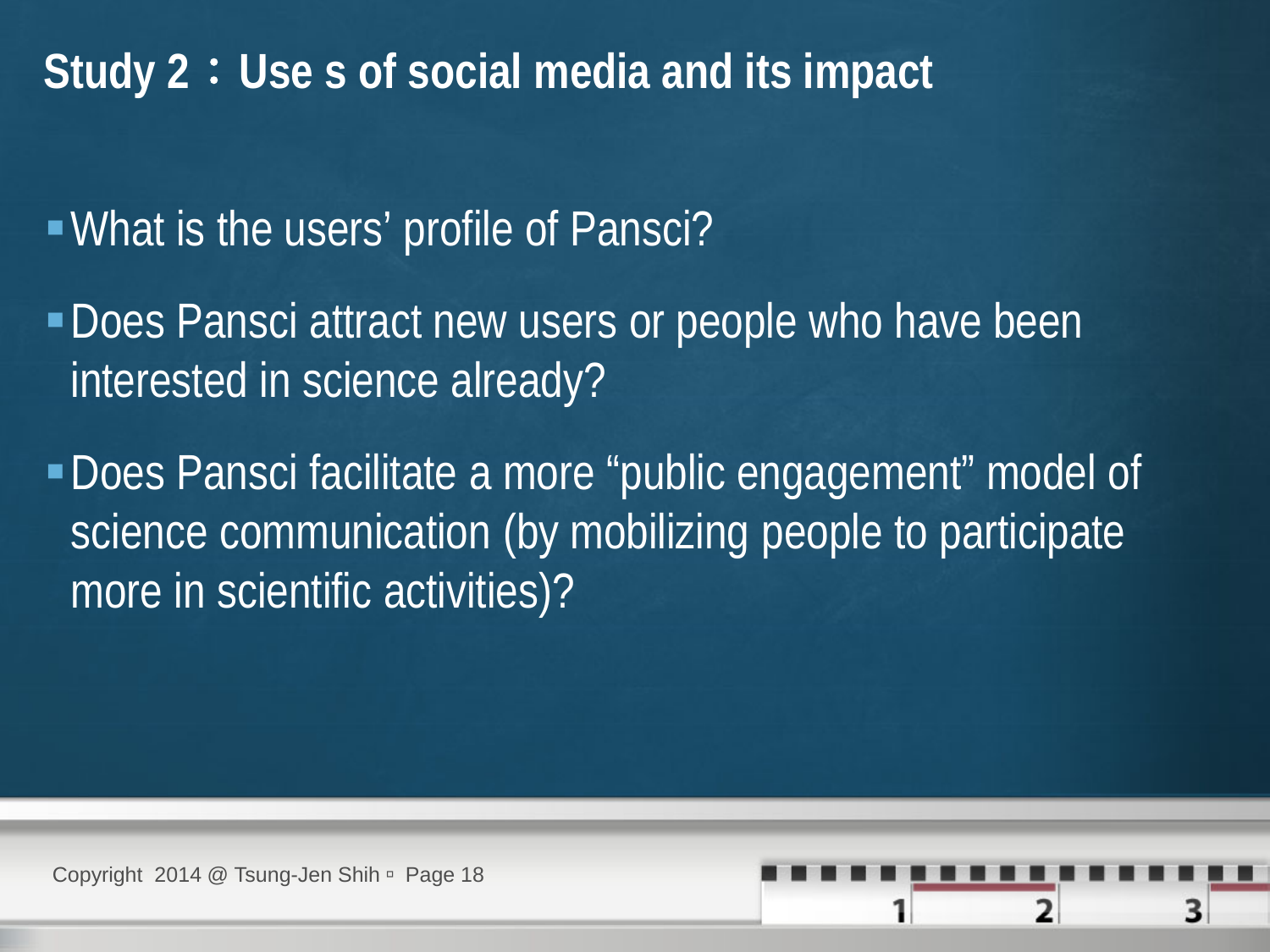# Study 2：Use s of social media and its impact

- What is the users' profile of Pansci?
- Does Pansci attract new users or people who have been interested in science already?
- Does Pansci facilitate a more "public engagement" model of science communication (by mobilizing people to participate more in scientific activities)?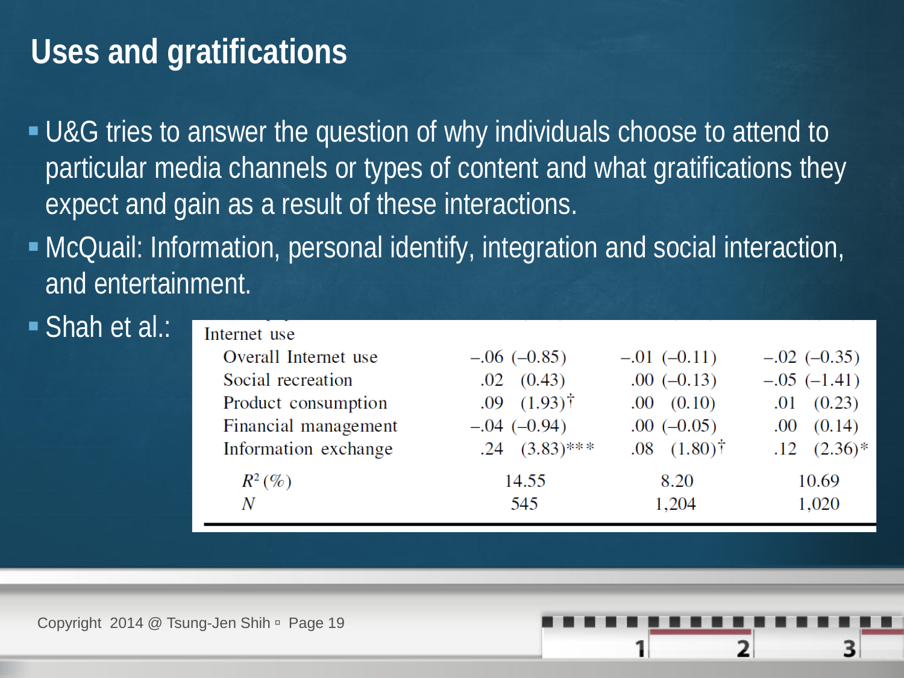# Uses and gratifications

- U&G tries to answer the question of why individuals choose to attend to particular media channels or types of content and what gratifications they expect and gain as a result of these interactions.
- McQuail: Information, personal identify, integration and social interaction, and entertainment.
- Shah et al.:

| Internet use | | | |
|---|---|---|---|
| Overall Internet use | –.06 (–0.85) | –.01 (–0.11) | –.02 (–0.35) |
| Social recreation | .02 (0.43) | .00 (–0.13) | –.05 (–1.41) |
| Product consumption | .09 (1.93)† | .00 (0.10) | .01 (0.23) |
| Financial management | –.04 (–0.94) | .00 (–0.05) | .00 (0.14) |
| Information exchange | .24 (3.83)*** | .08 (1.80)† | .12 (2.36)* |
| $R^2$ (%) | 14.55 | 8.20 | 10.69 |
| $N$ | 545 | 1,204 | 1,020 |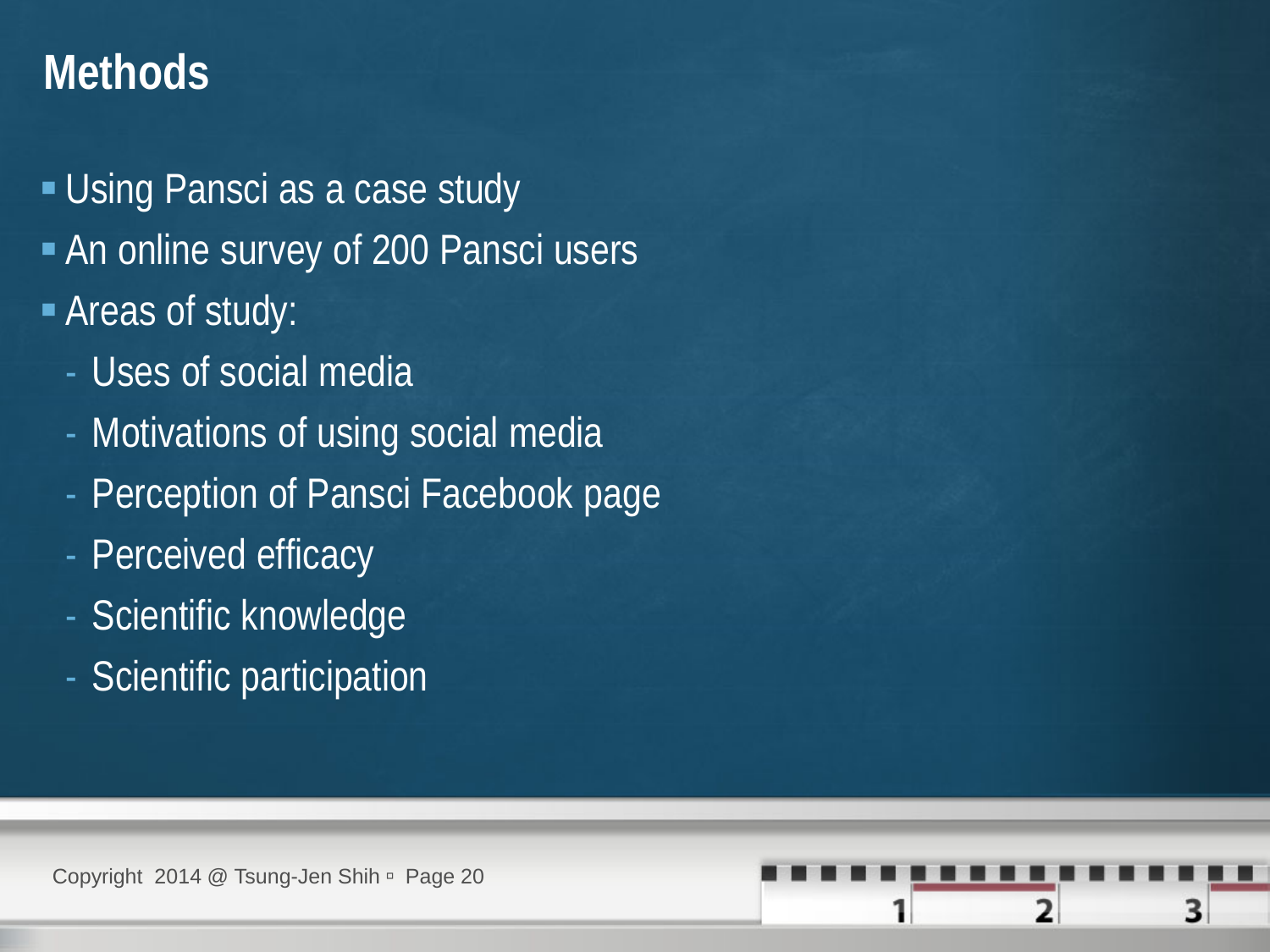# Methods

- Using Pansci as a case study
- An online survey of 200 Pansci users
- Areas of study:
  - Uses of social media
  - Motivations of using social media
  - Perception of Pansci Facebook page
  - Perceived efficacy
  - Scientific knowledge
  - Scientific participation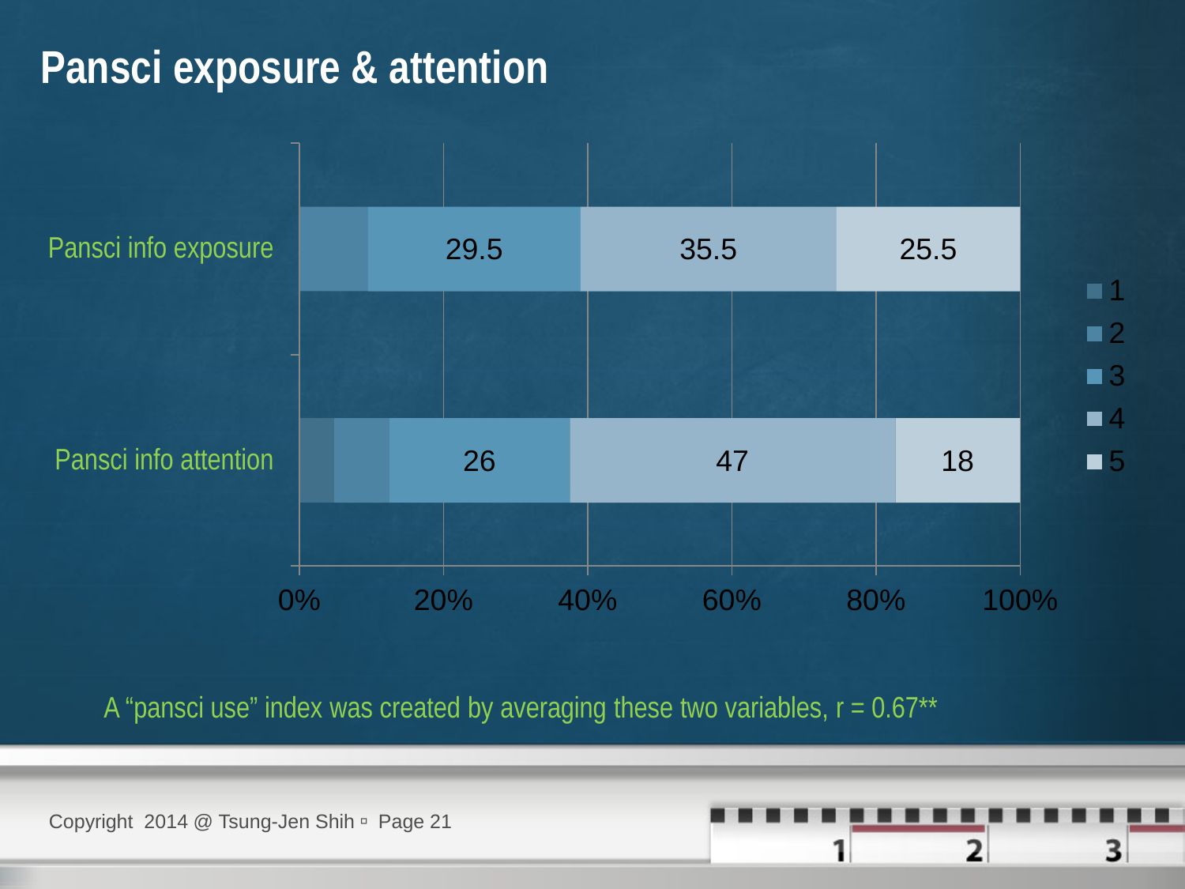# Pansci exposure & attention

| | 1 | 2 | 3 | 4 | 5 |
|---|---|---|---|---|---|
| Pansci info exposure | | | 29.5 | 35.5 | 25.5 |
| Pansci info attention | | | 26 | 47 | 18 |

0% 20% 40% 60% 80% 100%

A "pansci use" index was created by averaging these two variables, $r = 0.67^{**}$

Copyright 2014 @ Tsung-Jen Shih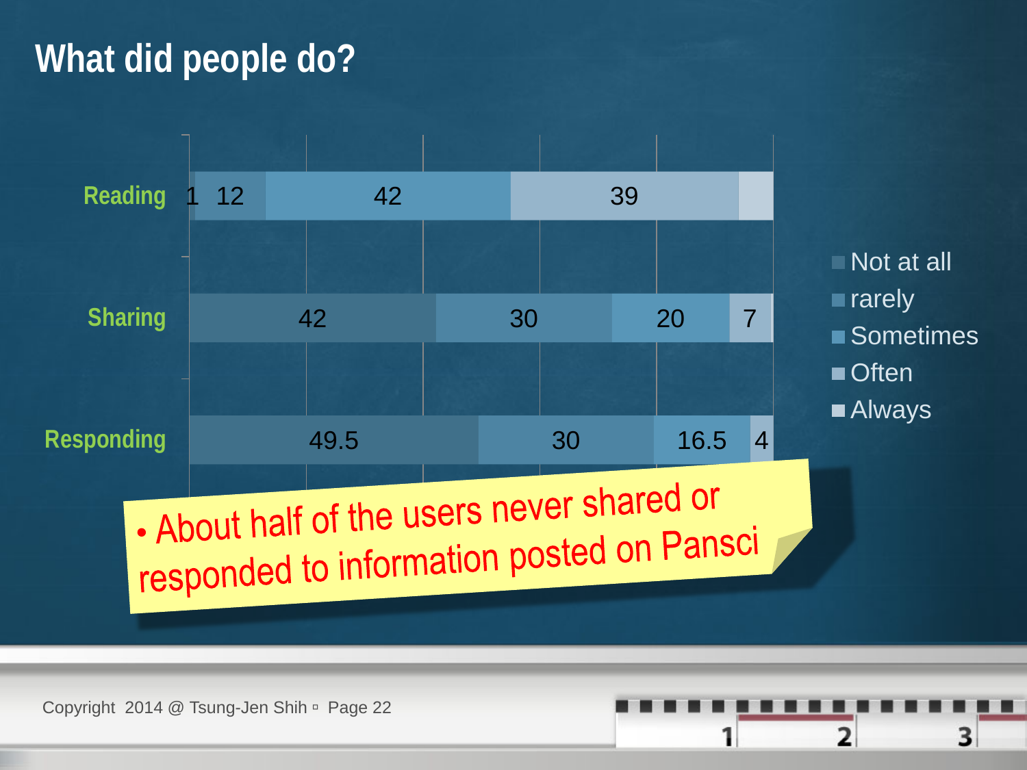# What did people do?

| | Not at all | rarely | Sometimes | Often | Always |
|---|---|---|---|---|---|
| Reading | 1 | 12 | 42 | 39 | |
| Sharing | 42 | 30 | 20 | 7 | |
| Responding | 49.5 | 30 | 16.5 | 4 | |

- About half of the users never shared or responded to information posted on Pansci

Copyright 2014 @ Tsung-Jen Shih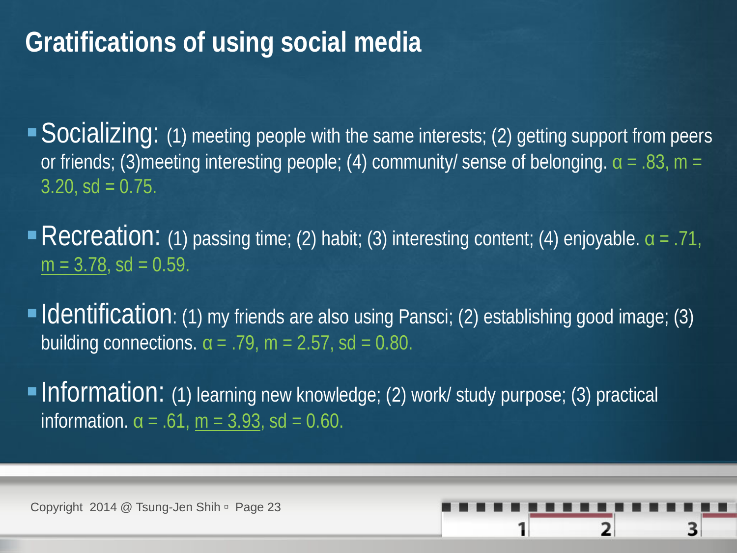# Gratifications of using social media

- **Socializing:** (1) meeting people with the same interests; (2) getting support from peers or friends; (3)meeting interesting people; (4) community/ sense of belonging. $\alpha$ = .83, m = 3.20, sd = 0.75.

- **Recreation:** (1) passing time; (2) habit; (3) interesting content; (4) enjoyable. $\alpha$ = .71, <u>m = 3.78</u>, sd = 0.59.

- **Identification**: (1) my friends are also using Pansci; (2) establishing good image; (3) building connections. $\alpha$ = .79, m = 2.57, sd = 0.80.

- **Information:** (1) learning new knowledge; (2) work/ study purpose; (3) practical information. $\alpha$ = .61, <u>m = 3.93</u>, sd = 0.60.

Copyright 2014 @ Tsung-Jen Shih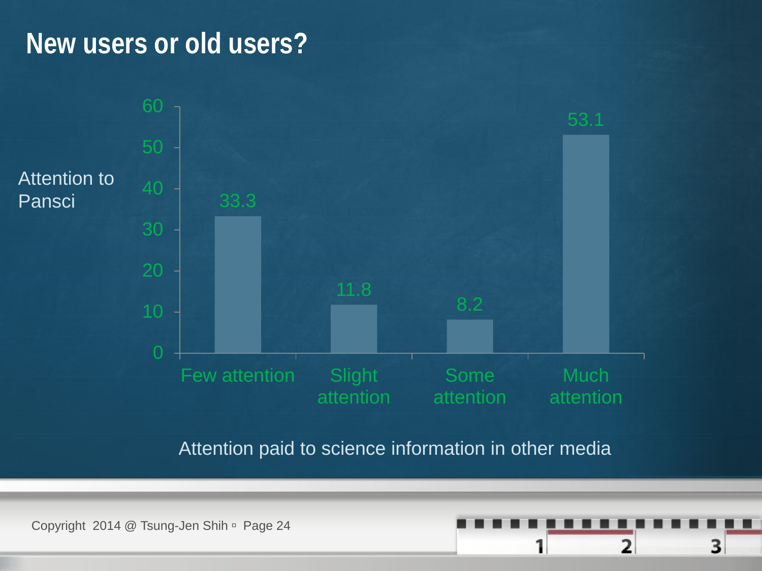# New users or old users?

Attention to Pansci

| Attention paid to science information in other media | Attention to Pansci |
|---|---|
| Few attention | 33.3 |
| Slight attention | 11.8 |
| Some attention | 8.2 |
| Much attention | 53.1 |

Attention paid to science information in other media

Copyright 2014 @ Tsung-Jen Shih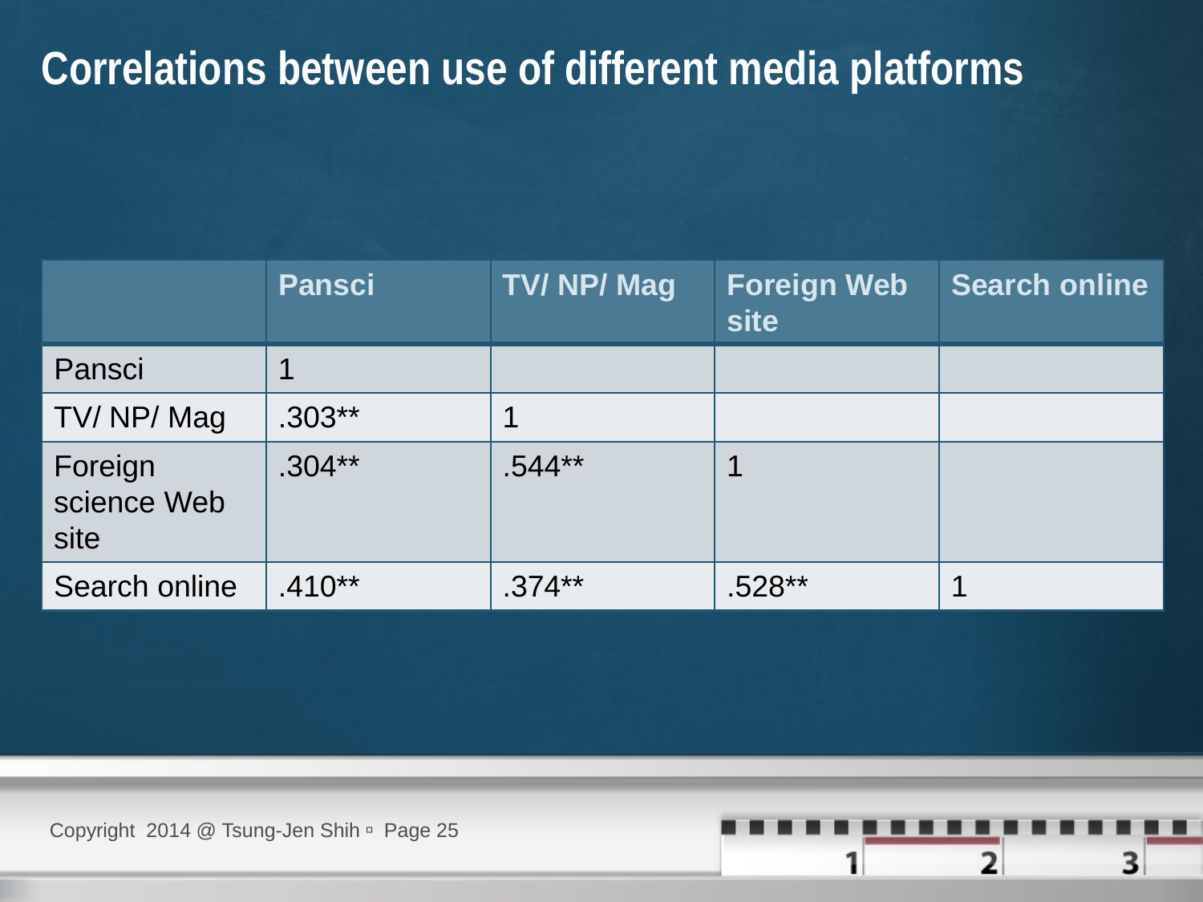# Correlations between use of different media platforms

| | Pansci | TV/ NP/ Mag | Foreign Web site | Search online |
|---|---|---|---|---|
| Pansci | 1 | | | |
| TV/ NP/ Mag | .303** | 1 | | |
| Foreign science Web site | .304** | .544** | 1 | |
| Search online | .410** | .374** | .528** | 1 |

Copyright 2014 @ Tsung-Jen Shih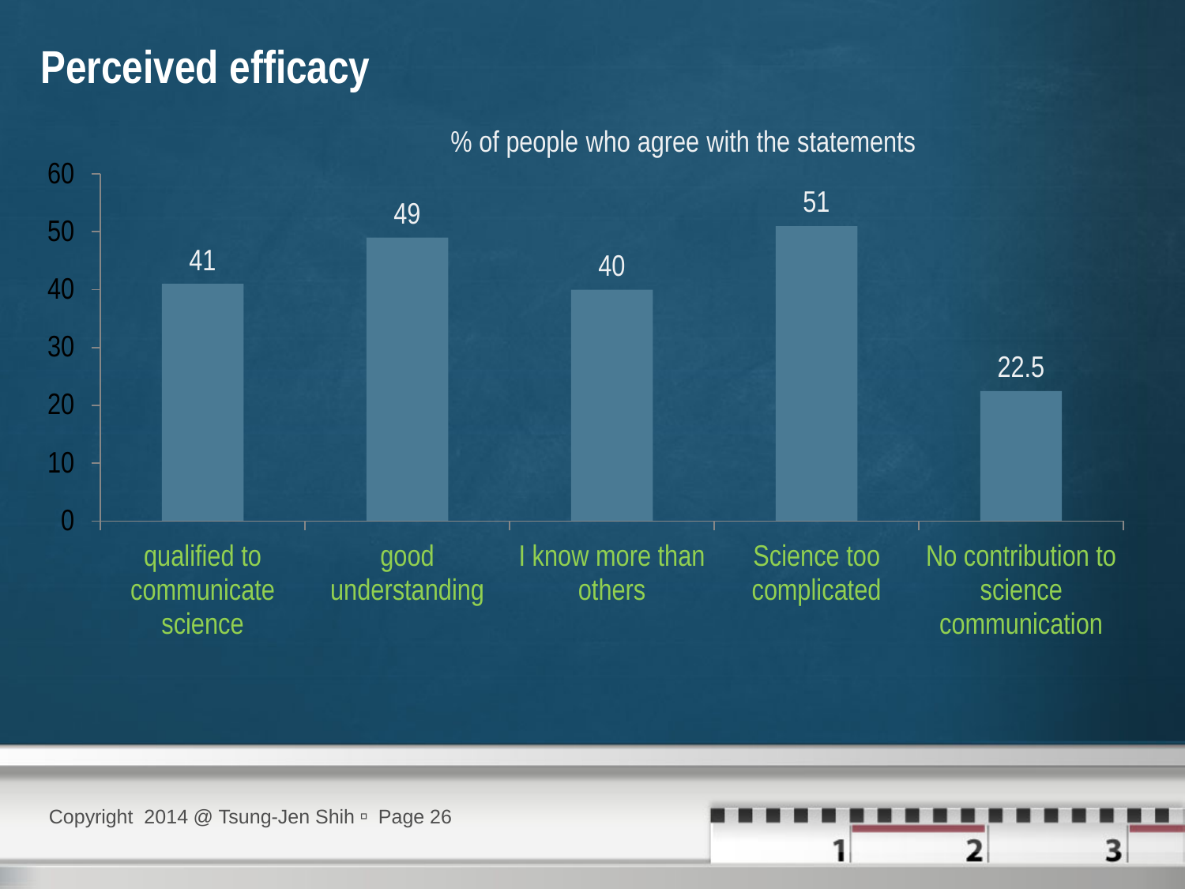# Perceived efficacy

% of people who agree with the statements

| Statement | % |
|---|---|
| qualified to communicate science | 41 |
| good understanding | 49 |
| I know more than others | 40 |
| Science too complicated | 51 |
| No contribution to science communication | 22.5 |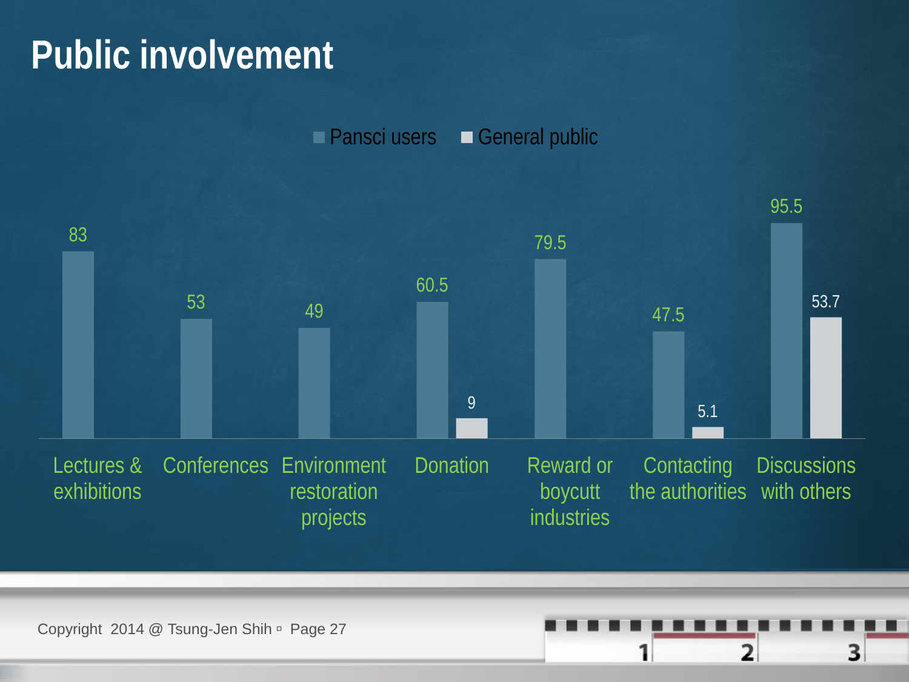# Public involvement

| | Pansci users | General public |
|---|---|---|
| Lectures & exhibitions | 83 | |
| Conferences | 53 | |
| Environment restoration projects | 49 | |
| Donation | 60.5 | 9 |
| Reward or boycutt industries | 79.5 | |
| Contacting the authorities | 47.5 | 5.1 |
| Discussions with others | 95.5 | 53.7 |

Copyright 2014 @ Tsung-Jen Shih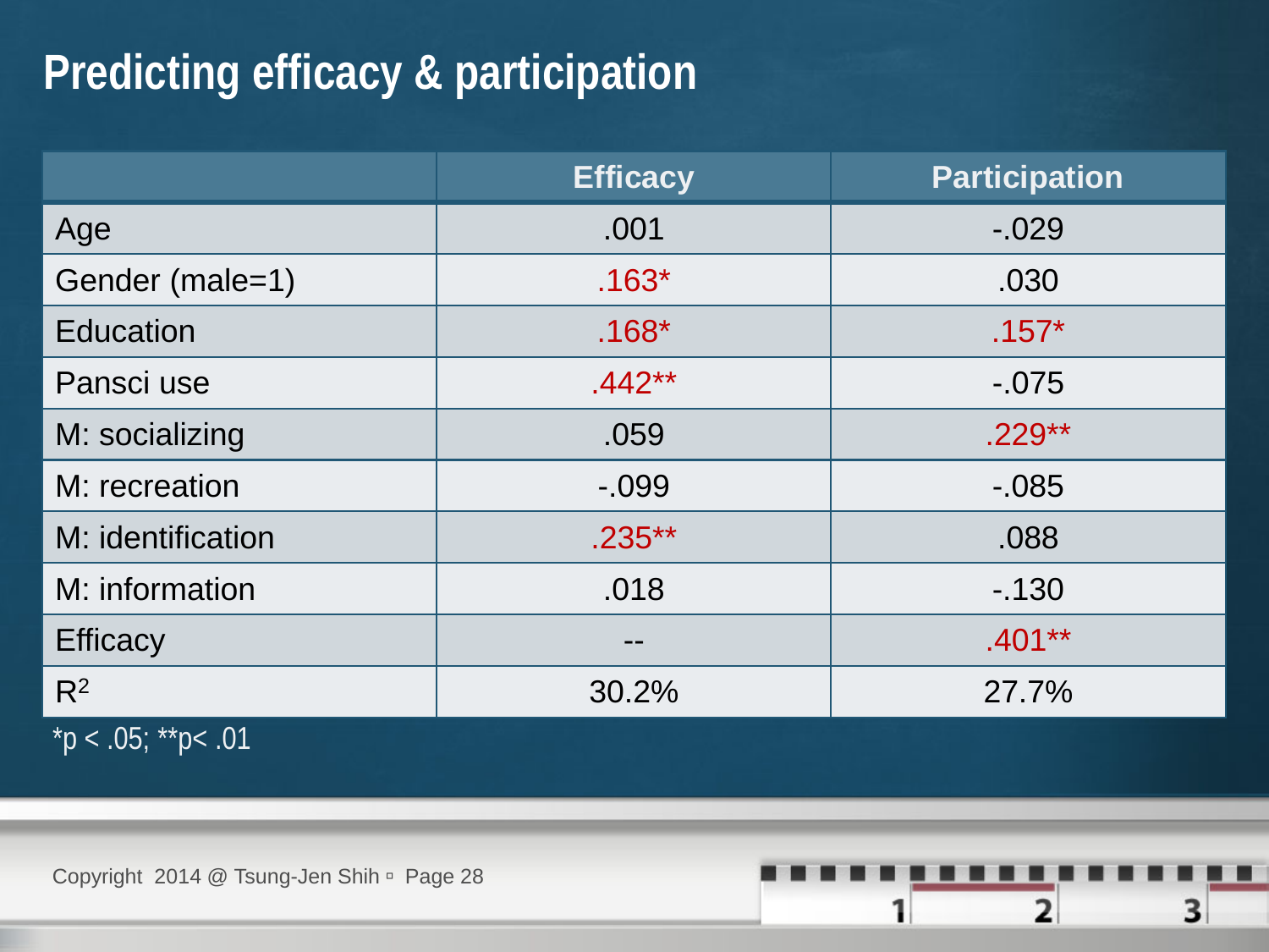# Predicting efficacy & participation

| | Efficacy | Participation |
|---|---|---|
| Age | .001 | -.029 |
| Gender (male=1) | .163* | .030 |
| Education | .168* | .157* |
| Pansci use | .442** | -.075 |
| M: socializing | .059 | .229** |
| M: recreation | -.099 | -.085 |
| M: identification | .235** | .088 |
| M: information | .018 | -.130 |
| Efficacy | -- | .401** |
| $R^2$ | 30.2% | 27.7% |

*p < .05; **p< .01

Copyright 2014 @ Tsung-Jen Shih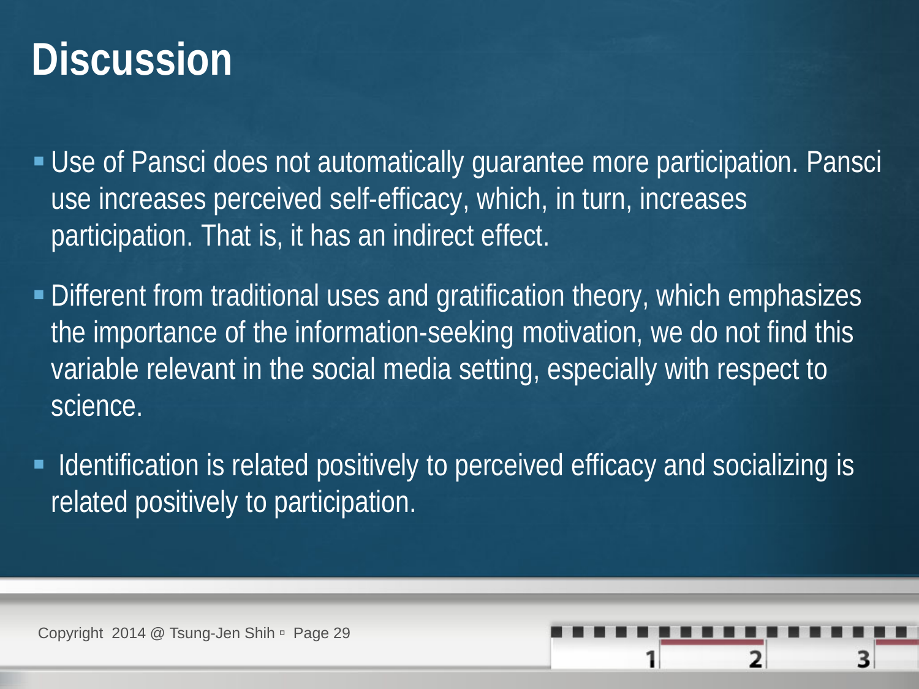# Discussion

- Use of Pansci does not automatically guarantee more participation. Pansci use increases perceived self-efficacy, which, in turn, increases participation. That is, it has an indirect effect.
- Different from traditional uses and gratification theory, which emphasizes the importance of the information-seeking motivation, we do not find this variable relevant in the social media setting, especially with respect to science.
- Identification is related positively to perceived efficacy and socializing is related positively to participation.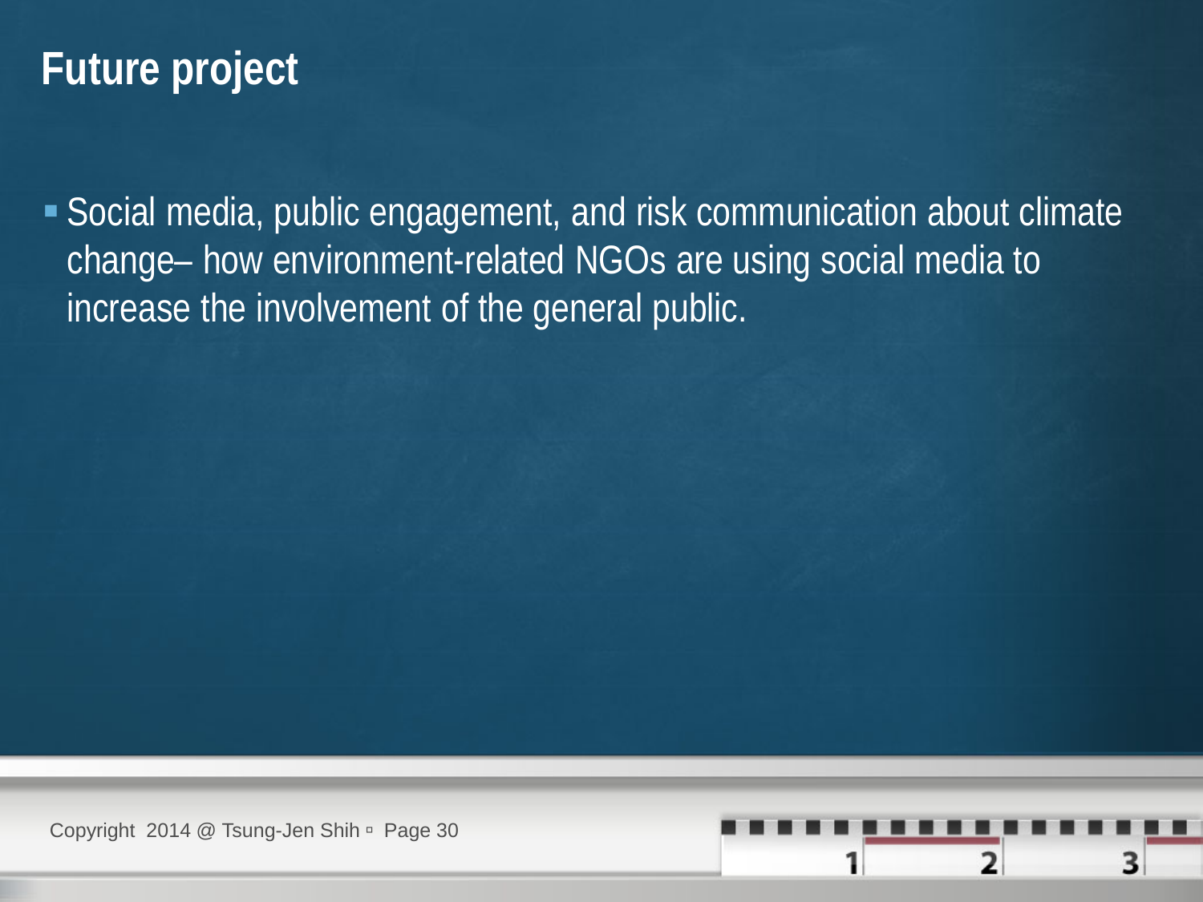# Future project

- Social media, public engagement, and risk communication about climate change– how environment-related NGOs are using social media to increase the involvement of the general public.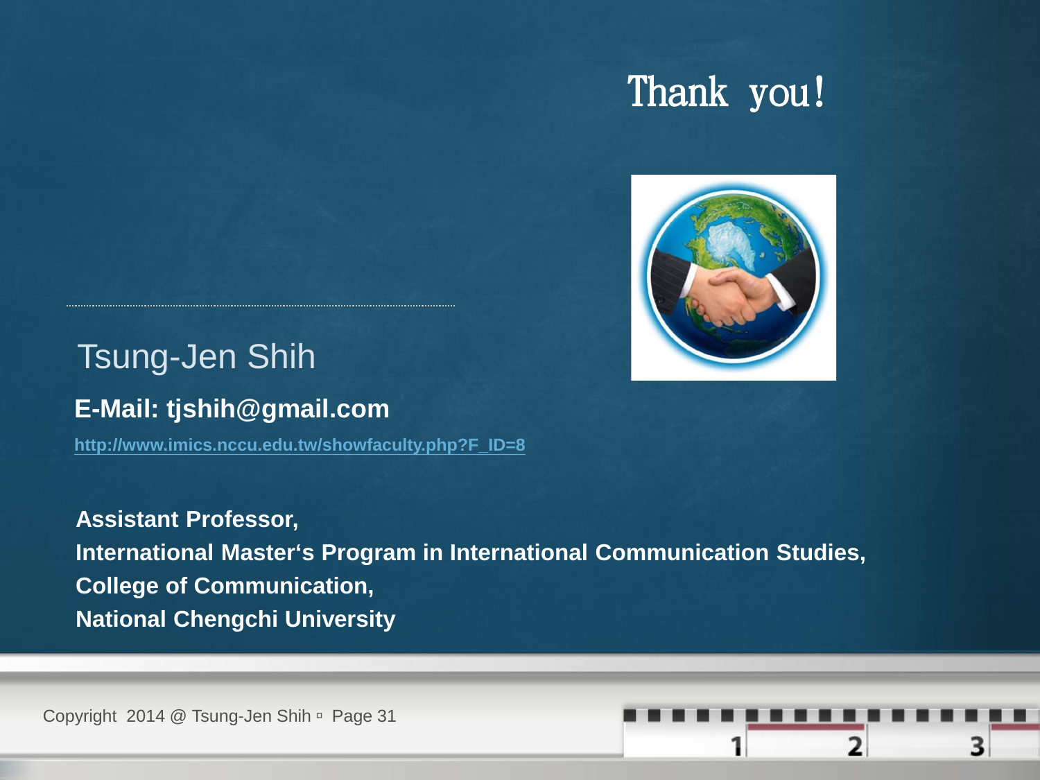# Thank you!

Tsung-Jen Shih

**E-Mail: tjshih@gmail.com**

**http://www.imics.nccu.edu.tw/showfaculty.php?F_ID=8**

**Assistant Professor,**
**International Master's Program in International Communication Studies,**
**College of Communication,**
**National Chengchi University**

Copyright 2014 @ Tsung-Jen Shih